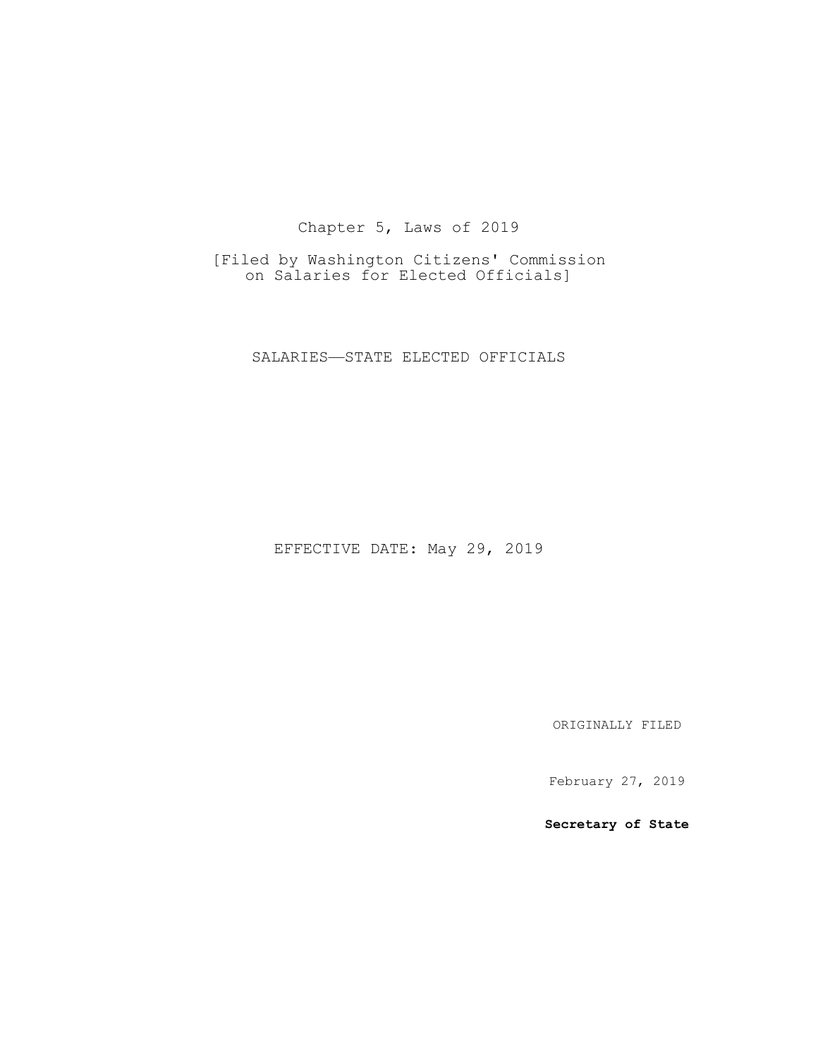Chapter 5, Laws of 2019

[Filed by Washington Citizens' Commission on Salaries for Elected Officials]

SALARIES—STATE ELECTED OFFICIALS

EFFECTIVE DATE: May 29, 2019

ORIGINALLY FILED

February 27, 2019

**Secretary of State**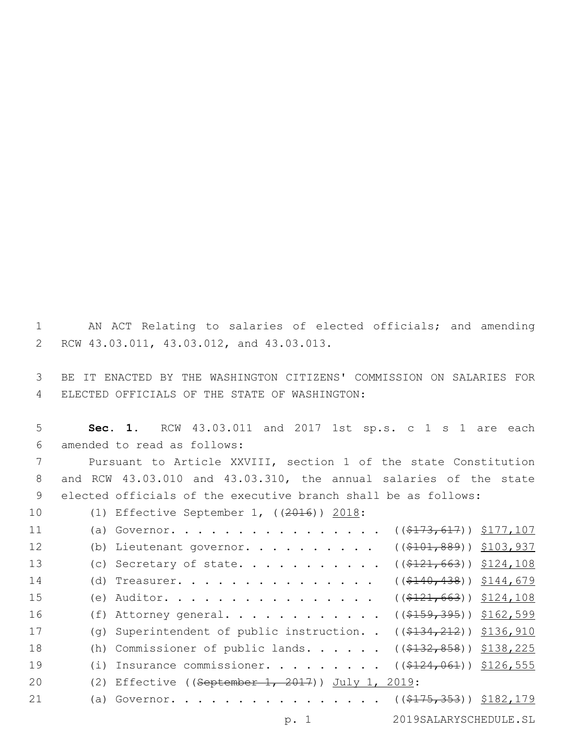AN ACT Relating to salaries of elected officials; and amending RCW 43.03.011, 43.03.012, and 43.03.013.

BE IT ENACTED BY THE WASHINGTON CITIZENS' COMMISSION ON SALARIES FOR ELECTED OFFICIALS OF THE STATE OF WASHINGTON:

**Sec. 1.** RCW 43.03.011 and 2017 1st sp.s. c 1 s 1 are each amended to read as follows:

Pursuant to Article XXVIII, section 1 of the state Constitution and RCW 43.03.010 and 43.03.310, the annual salaries of the state elected officials of the executive branch shall be as follows:

(1) Effective September 1, ((~~2016~~)) <u>2018</u>:

(a) Governor. . . . . . . . . . . . . . . . . ((~~$173,617~~)) <u>$177,107</u>

(b) Lieutenant governor. . . . . . . . . . ((~~$101,889~~)) <u>$103,937</u>

(c) Secretary of state. . . . . . . . . . . ((~~$121,663~~)) <u>$124,108</u>

(d) Treasurer. . . . . . . . . . . . . . . . ((~~$140,438~~)) <u>$144,679</u>

(e) Auditor. . . . . . . . . . . . . . . . . ((~~$121,663~~)) <u>$124,108</u>

(f) Attorney general. . . . . . . . . . . . ((~~$159,395~~)) <u>$162,599</u>

(g) Superintendent of public instruction. . ((~~$134,212~~)) <u>$136,910</u>

(h) Commissioner of public lands. . . . . . ((~~$132,858~~)) <u>$138,225</u>

(i) Insurance commissioner. . . . . . . . . ((~~$124,061~~)) <u>$126,555</u>

(2) Effective ((~~September 1, 2017~~)) <u>July 1, 2019</u>:

(a) Governor. . . . . . . . . . . . . . . . . ((~~$175,353~~)) <u>$182,179</u>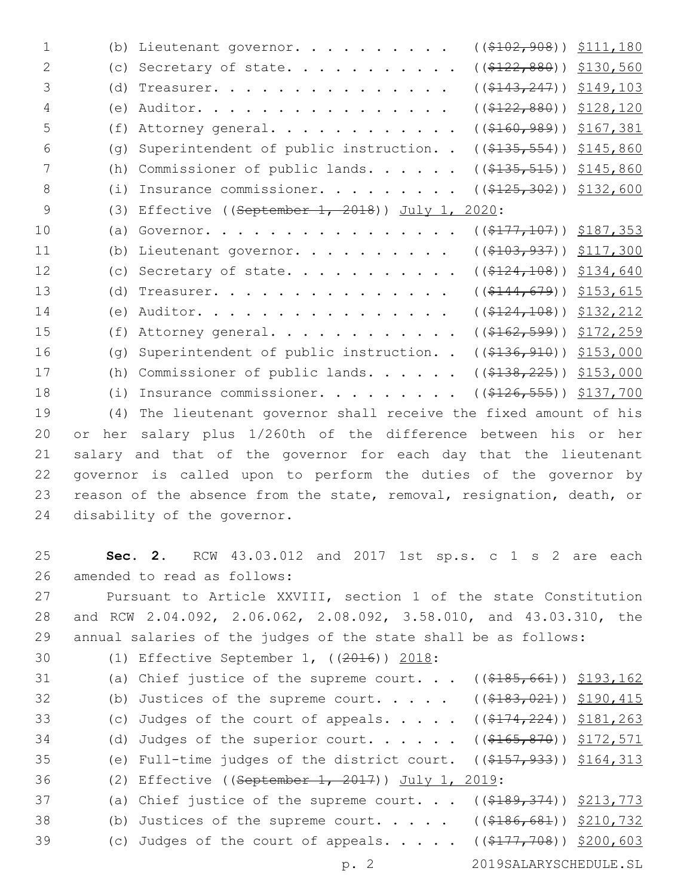(b) Lieutenant governor. . . . . . . . . . ((~~$102,908~~)) <u>$111,180</u>

(c) Secretary of state. . . . . . . . . . . ((~~$122,880~~)) <u>$130,560</u>

(d) Treasurer. . . . . . . . . . . . . . . . ((~~$143,247~~)) <u>$149,103</u>

(e) Auditor. . . . . . . . . . . . . . . . . ((~~$122,880~~)) <u>$128,120</u>

(f) Attorney general. . . . . . . . . . . . ((~~$160,989~~)) <u>$167,381</u>

(g) Superintendent of public instruction. . ((~~$135,554~~)) <u>$145,860</u>

(h) Commissioner of public lands. . . . . . ((~~$135,515~~)) <u>$145,860</u>

(i) Insurance commissioner. . . . . . . . . ((~~$125,302~~)) <u>$132,600</u>

(3) Effective ((~~September 1, 2018~~)) <u>July 1, 2020</u>:

(a) Governor. . . . . . . . . . . . . . . . ((~~$177,107~~)) <u>$187,353</u>

(b) Lieutenant governor. . . . . . . . . . ((~~$103,937~~)) <u>$117,300</u>

(c) Secretary of state. . . . . . . . . . . ((~~$124,108~~)) <u>$134,640</u>

(d) Treasurer. . . . . . . . . . . . . . . . ((~~$144,679~~)) <u>$153,615</u>

(e) Auditor. . . . . . . . . . . . . . . . . ((~~$124,108~~)) <u>$132,212</u>

(f) Attorney general. . . . . . . . . . . . ((~~$162,599~~)) <u>$172,259</u>

(g) Superintendent of public instruction. . ((~~$136,910~~)) <u>$153,000</u>

(h) Commissioner of public lands. . . . . . ((~~$138,225~~)) <u>$153,000</u>

(i) Insurance commissioner. . . . . . . . . ((~~$126,555~~)) <u>$137,700</u>

(4) The lieutenant governor shall receive the fixed amount of his or her salary plus 1/260th of the difference between his or her salary and that of the governor for each day that the lieutenant governor is called upon to perform the duties of the governor by reason of the absence from the state, removal, resignation, death, or disability of the governor.

**Sec. 2.** RCW 43.03.012 and 2017 1st sp.s. c 1 s 2 are each amended to read as follows:

Pursuant to Article XXVIII, section 1 of the state Constitution and RCW 2.04.092, 2.06.062, 2.08.092, 3.58.010, and 43.03.310, the annual salaries of the judges of the state shall be as follows:

(1) Effective September 1, ((~~2016~~)) <u>2018</u>:

(a) Chief justice of the supreme court. . . ((~~$185,661~~)) <u>$193,162</u>

(b) Justices of the supreme court. . . . . ((~~$183,021~~)) <u>$190,415</u>

(c) Judges of the court of appeals. . . . . ((~~$174,224~~)) <u>$181,263</u>

(d) Judges of the superior court. . . . . . ((~~$165,870~~)) <u>$172,571</u>

(e) Full-time judges of the district court. ((~~$157,933~~)) <u>$164,313</u>

(2) Effective ((~~September 1, 2017~~)) <u>July 1, 2019</u>:

(a) Chief justice of the supreme court. . . ((~~$189,374~~)) <u>$213,773</u>

(b) Justices of the supreme court. . . . . ((~~$186,681~~)) <u>$210,732</u>

(c) Judges of the court of appeals. . . . . ((~~$177,708~~)) <u>$200,603</u>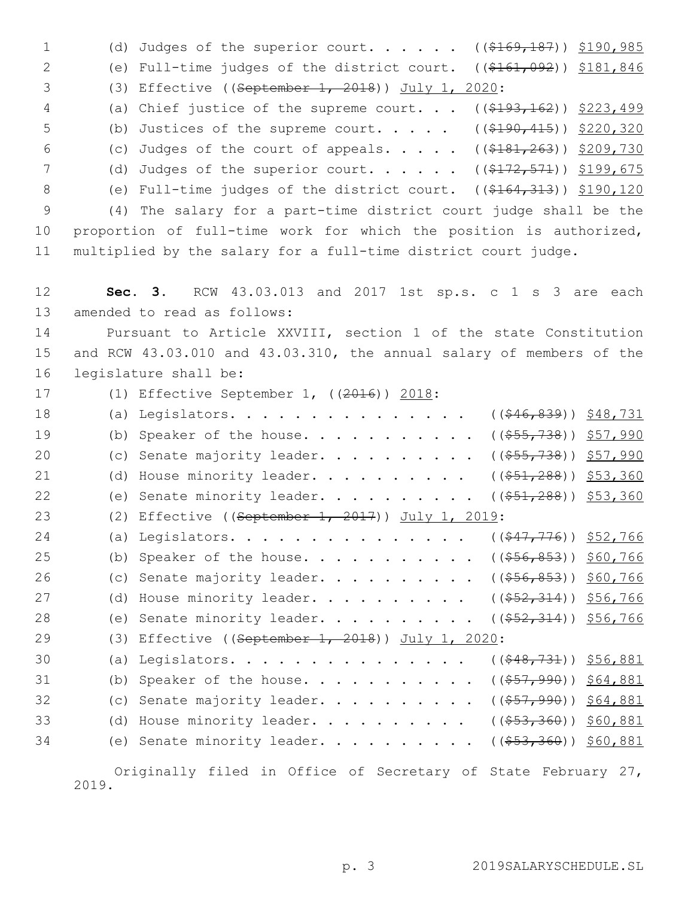(d) Judges of the superior court. . . . . . (($169,187)) $190,985

(e) Full-time judges of the district court. (($161,092)) $181,846

(3) Effective ((September 1, 2018)) July 1, 2020:

(a) Chief justice of the supreme court. . . (($193,162)) $223,499

(b) Justices of the supreme court. . . . . (($190,415)) $220,320

(c) Judges of the court of appeals. . . . . (($181,263)) $209,730

(d) Judges of the superior court. . . . . . (($172,571)) $199,675

(e) Full-time judges of the district court. (($164,313)) $190,120

(4) The salary for a part-time district court judge shall be the proportion of full-time work for which the position is authorized, multiplied by the salary for a full-time district court judge.

**Sec. 3.** RCW 43.03.013 and 2017 1st sp.s. c 1 s 3 are each amended to read as follows:

Pursuant to Article XXVIII, section 1 of the state Constitution and RCW 43.03.010 and 43.03.310, the annual salary of members of the legislature shall be:

(1) Effective September 1, ((2016)) 2018:

(a) Legislators. . . . . . . . . . . . . . . (($46,839)) $48,731

(b) Speaker of the house. . . . . . . . . . . (($55,738)) $57,990

(c) Senate majority leader. . . . . . . . . . (($55,738)) $57,990

(d) House minority leader. . . . . . . . . . (($51,288)) $53,360

(e) Senate minority leader. . . . . . . . . . (($51,288)) $53,360

(2) Effective ((September 1, 2017)) July 1, 2019:

(a) Legislators. . . . . . . . . . . . . . . (($47,776)) $52,766

(b) Speaker of the house. . . . . . . . . . . (($56,853)) $60,766

(c) Senate majority leader. . . . . . . . . . (($56,853)) $60,766

(d) House minority leader. . . . . . . . . . (($52,314)) $56,766

(e) Senate minority leader. . . . . . . . . . (($52,314)) $56,766

(3) Effective ((September 1, 2018)) July 1, 2020:

(a) Legislators. . . . . . . . . . . . . . . (($48,731)) $56,881

(b) Speaker of the house. . . . . . . . . . . (($57,990)) $64,881

(c) Senate majority leader. . . . . . . . . . (($57,990)) $64,881

(d) House minority leader. . . . . . . . . . (($53,360)) $60,881

(e) Senate minority leader. . . . . . . . . . (($53,360)) $60,881

Originally filed in Office of Secretary of State February 27, 2019.